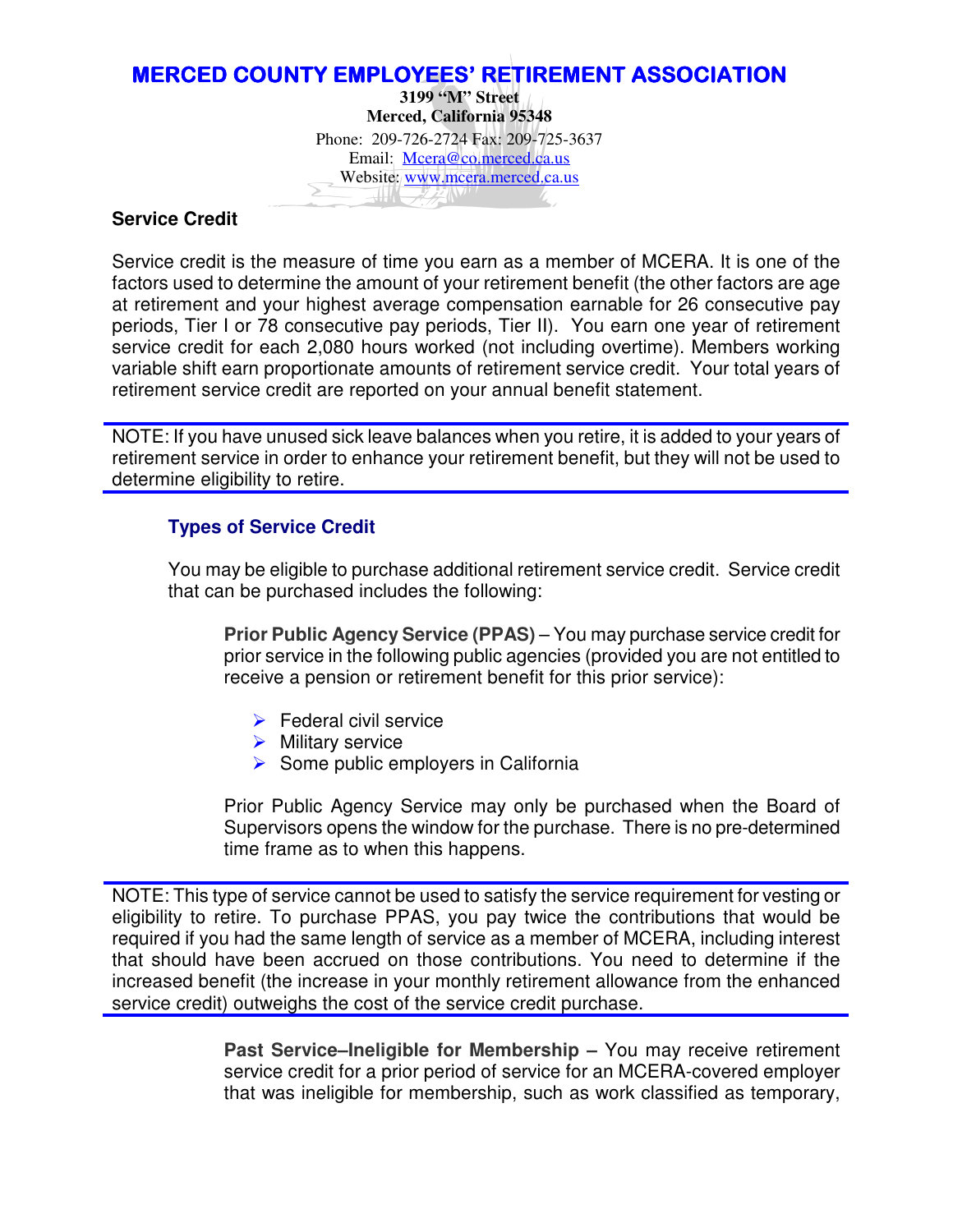# MERCED COUNTY EMPLOYEES' RETIREMENT ASSOCIATION

**3199 "M" Street**
**Merced, California 95348**
Phone: 209-726-2724 Fax: 209-725-3637
Email: Mcera@co.merced.ca.us
Website: www.mcera.merced.ca.us

## Service Credit

Service credit is the measure of time you earn as a member of MCERA. It is one of the factors used to determine the amount of your retirement benefit (the other factors are age at retirement and your highest average compensation earnable for 26 consecutive pay periods, Tier I or 78 consecutive pay periods, Tier II). You earn one year of retirement service credit for each 2,080 hours worked (not including overtime). Members working variable shift earn proportionate amounts of retirement service credit. Your total years of retirement service credit are reported on your annual benefit statement.

NOTE: If you have unused sick leave balances when you retire, it is added to your years of retirement service in order to enhance your retirement benefit, but they will not be used to determine eligibility to retire.

### Types of Service Credit

You may be eligible to purchase additional retirement service credit. Service credit that can be purchased includes the following:

**Prior Public Agency Service (PPAS)** – You may purchase service credit for prior service in the following public agencies (provided you are not entitled to receive a pension or retirement benefit for this prior service):

- Federal civil service
- Military service
- Some public employers in California

Prior Public Agency Service may only be purchased when the Board of Supervisors opens the window for the purchase. There is no pre-determined time frame as to when this happens.

NOTE: This type of service cannot be used to satisfy the service requirement for vesting or eligibility to retire. To purchase PPAS, you pay twice the contributions that would be required if you had the same length of service as a member of MCERA, including interest that should have been accrued on those contributions. You need to determine if the increased benefit (the increase in your monthly retirement allowance from the enhanced service credit) outweighs the cost of the service credit purchase.

**Past Service–Ineligible for Membership** – You may receive retirement service credit for a prior period of service for an MCERA-covered employer that was ineligible for membership, such as work classified as temporary,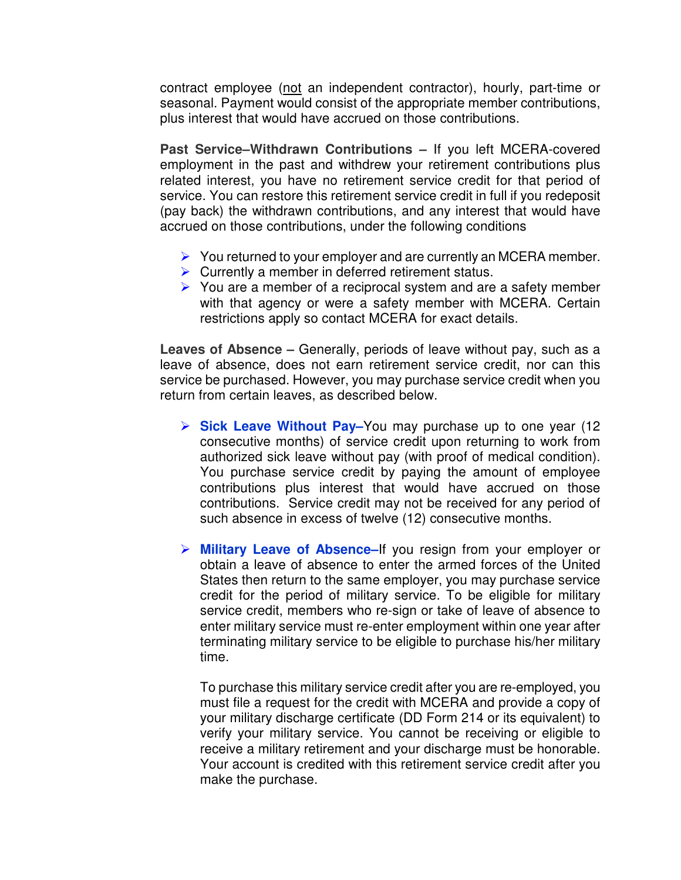contract employee (<u>not</u> an independent contractor), hourly, part-time or seasonal. Payment would consist of the appropriate member contributions, plus interest that would have accrued on those contributions.

**Past Service–Withdrawn Contributions** – If you left MCERA-covered employment in the past and withdrew your retirement contributions plus related interest, you have no retirement service credit for that period of service. You can restore this retirement service credit in full if you redeposit (pay back) the withdrawn contributions, and any interest that would have accrued on those contributions, under the following conditions

- You returned to your employer and are currently an MCERA member.
- Currently a member in deferred retirement status.
- You are a member of a reciprocal system and are a safety member with that agency or were a safety member with MCERA. Certain restrictions apply so contact MCERA for exact details.

**Leaves of Absence** – Generally, periods of leave without pay, such as a leave of absence, does not earn retirement service credit, nor can this service be purchased. However, you may purchase service credit when you return from certain leaves, as described below.

- **Sick Leave Without Pay**–You may purchase up to one year (12 consecutive months) of service credit upon returning to work from authorized sick leave without pay (with proof of medical condition). You purchase service credit by paying the amount of employee contributions plus interest that would have accrued on those contributions. Service credit may not be received for any period of such absence in excess of twelve (12) consecutive months.

- **Military Leave of Absence**–If you resign from your employer or obtain a leave of absence to enter the armed forces of the United States then return to the same employer, you may purchase service credit for the period of military service. To be eligible for military service credit, members who re-sign or take of leave of absence to enter military service must re-enter employment within one year after terminating military service to be eligible to purchase his/her military time.

  To purchase this military service credit after you are re-employed, you must file a request for the credit with MCERA and provide a copy of your military discharge certificate (DD Form 214 or its equivalent) to verify your military service. You cannot be receiving or eligible to receive a military retirement and your discharge must be honorable. Your account is credited with this retirement service credit after you make the purchase.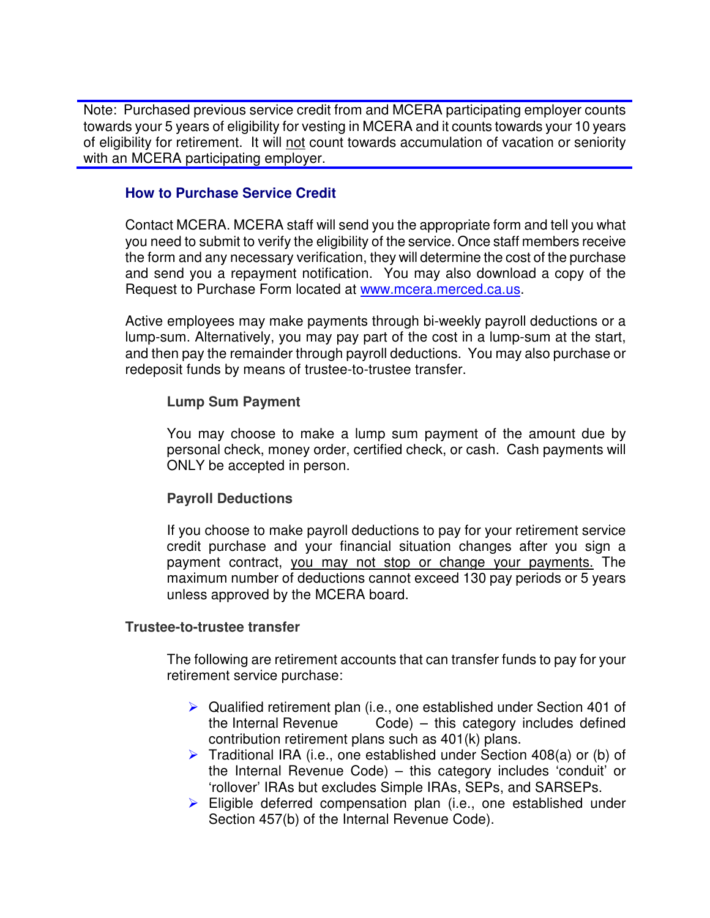Note: Purchased previous service credit from and MCERA participating employer counts towards your 5 years of eligibility for vesting in MCERA and it counts towards your 10 years of eligibility for retirement. It will <u>not</u> count towards accumulation of vacation or seniority with an MCERA participating employer.

## How to Purchase Service Credit

Contact MCERA. MCERA staff will send you the appropriate form and tell you what you need to submit to verify the eligibility of the service. Once staff members receive the form and any necessary verification, they will determine the cost of the purchase and send you a repayment notification. You may also download a copy of the Request to Purchase Form located at [www.mcera.merced.ca.us](http://www.mcera.merced.ca.us).

Active employees may make payments through bi-weekly payroll deductions or a lump-sum. Alternatively, you may pay part of the cost in a lump-sum at the start, and then pay the remainder through payroll deductions. You may also purchase or redeposit funds by means of trustee-to-trustee transfer.

### Lump Sum Payment

You may choose to make a lump sum payment of the amount due by personal check, money order, certified check, or cash. Cash payments will ONLY be accepted in person.

### Payroll Deductions

If you choose to make payroll deductions to pay for your retirement service credit purchase and your financial situation changes after you sign a payment contract, <u>you may not stop or change your payments.</u> The maximum number of deductions cannot exceed 130 pay periods or 5 years unless approved by the MCERA board.

### Trustee-to-trustee transfer

The following are retirement accounts that can transfer funds to pay for your retirement service purchase:

- Qualified retirement plan (i.e., one established under Section 401 of the Internal Revenue Code) – this category includes defined contribution retirement plans such as 401(k) plans.
- Traditional IRA (i.e., one established under Section 408(a) or (b) of the Internal Revenue Code) – this category includes 'conduit' or 'rollover' IRAs but excludes Simple IRAs, SEPs, and SARSEPs.
- Eligible deferred compensation plan (i.e., one established under Section 457(b) of the Internal Revenue Code).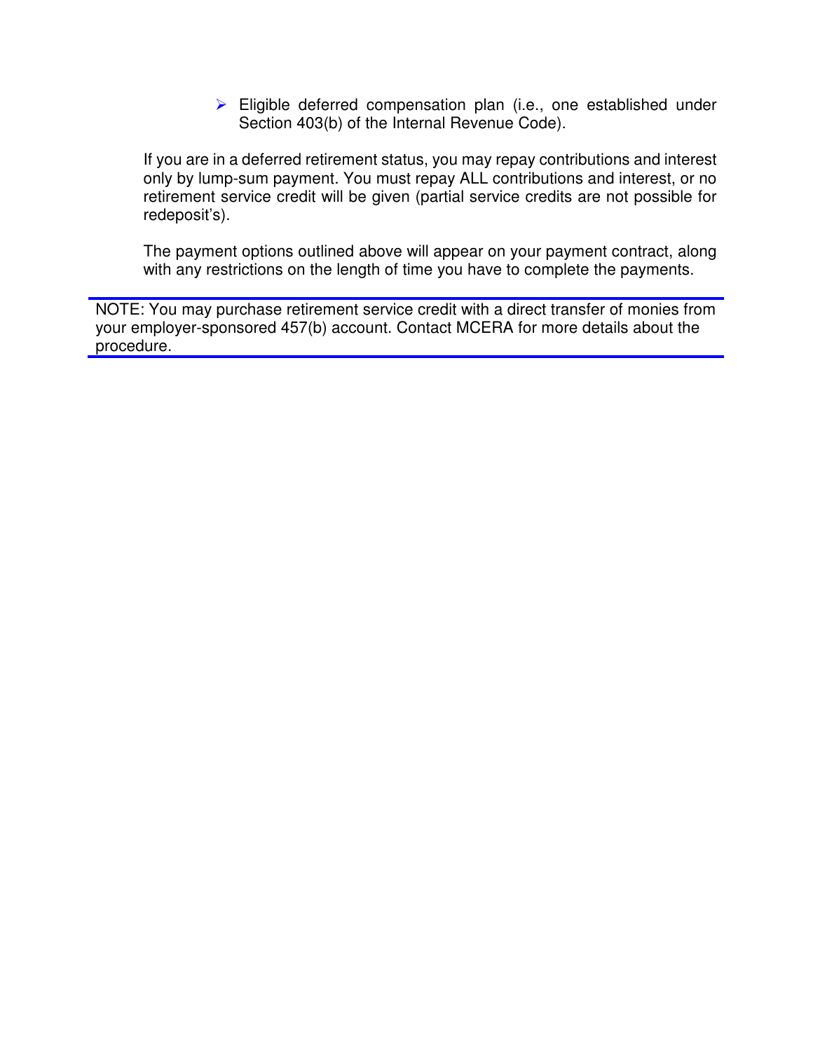- Eligible deferred compensation plan (i.e., one established under Section 403(b) of the Internal Revenue Code).

If you are in a deferred retirement status, you may repay contributions and interest only by lump-sum payment. You must repay ALL contributions and interest, or no retirement service credit will be given (partial service credits are not possible for redeposit's).

The payment options outlined above will appear on your payment contract, along with any restrictions on the length of time you have to complete the payments.

---

NOTE: You may purchase retirement service credit with a direct transfer of monies from your employer-sponsored 457(b) account. Contact MCERA for more details about the procedure.

---